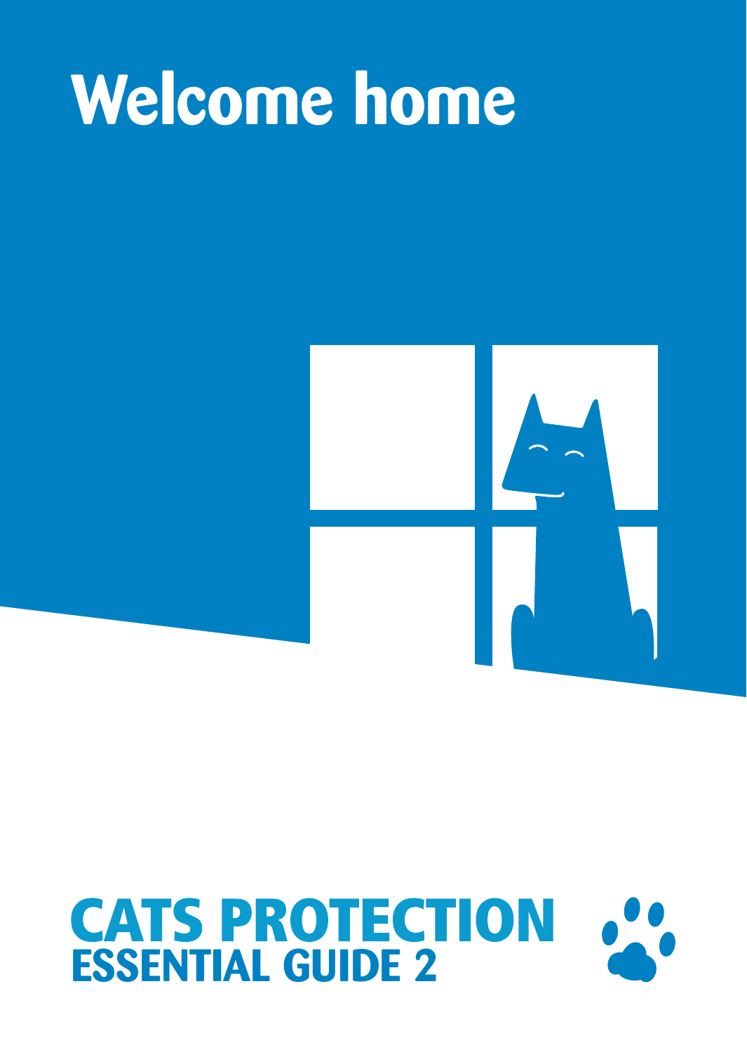# Welcome home

**CATS PROTECTION**
**ESSENTIAL GUIDE 2**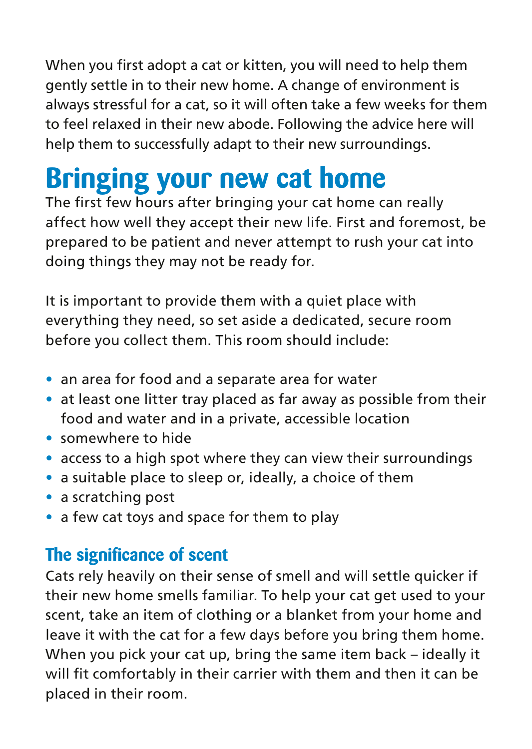When you first adopt a cat or kitten, you will need to help them gently settle in to their new home. A change of environment is always stressful for a cat, so it will often take a few weeks for them to feel relaxed in their new abode. Following the advice here will help them to successfully adapt to their new surroundings.

# Bringing your new cat home

The first few hours after bringing your cat home can really affect how well they accept their new life. First and foremost, be prepared to be patient and never attempt to rush your cat into doing things they may not be ready for.

It is important to provide them with a quiet place with everything they need, so set aside a dedicated, secure room before you collect them. This room should include:

- an area for food and a separate area for water
- at least one litter tray placed as far away as possible from their food and water and in a private, accessible location
- somewhere to hide
- access to a high spot where they can view their surroundings
- a suitable place to sleep or, ideally, a choice of them
- a scratching post
- a few cat toys and space for them to play

## The significance of scent

Cats rely heavily on their sense of smell and will settle quicker if their new home smells familiar. To help your cat get used to your scent, take an item of clothing or a blanket from your home and leave it with the cat for a few days before you bring them home. When you pick your cat up, bring the same item back – ideally it will fit comfortably in their carrier with them and then it can be placed in their room.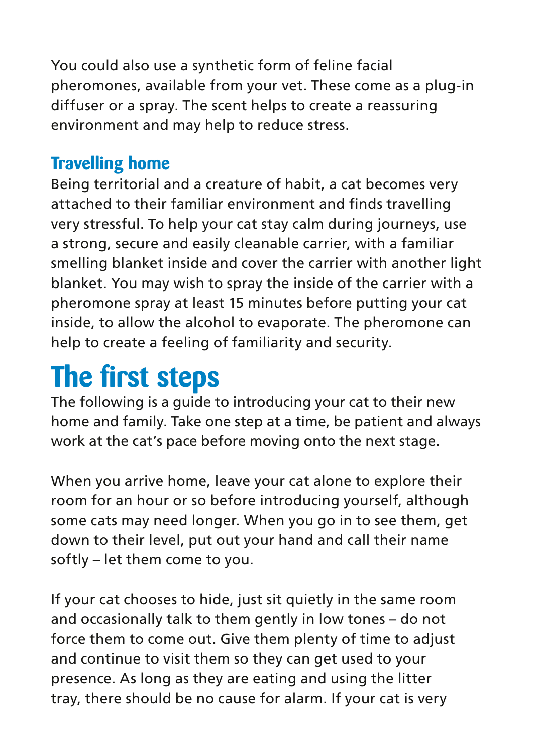You could also use a synthetic form of feline facial pheromones, available from your vet. These come as a plug-in diffuser or a spray. The scent helps to create a reassuring environment and may help to reduce stress.

### Travelling home

Being territorial and a creature of habit, a cat becomes very attached to their familiar environment and finds travelling very stressful. To help your cat stay calm during journeys, use a strong, secure and easily cleanable carrier, with a familiar smelling blanket inside and cover the carrier with another light blanket. You may wish to spray the inside of the carrier with a pheromone spray at least 15 minutes before putting your cat inside, to allow the alcohol to evaporate. The pheromone can help to create a feeling of familiarity and security.

## The first steps

The following is a guide to introducing your cat to their new home and family. Take one step at a time, be patient and always work at the cat's pace before moving onto the next stage.

When you arrive home, leave your cat alone to explore their room for an hour or so before introducing yourself, although some cats may need longer. When you go in to see them, get down to their level, put out your hand and call their name softly – let them come to you.

If your cat chooses to hide, just sit quietly in the same room and occasionally talk to them gently in low tones – do not force them to come out. Give them plenty of time to adjust and continue to visit them so they can get used to your presence. As long as they are eating and using the litter tray, there should be no cause for alarm. If your cat is very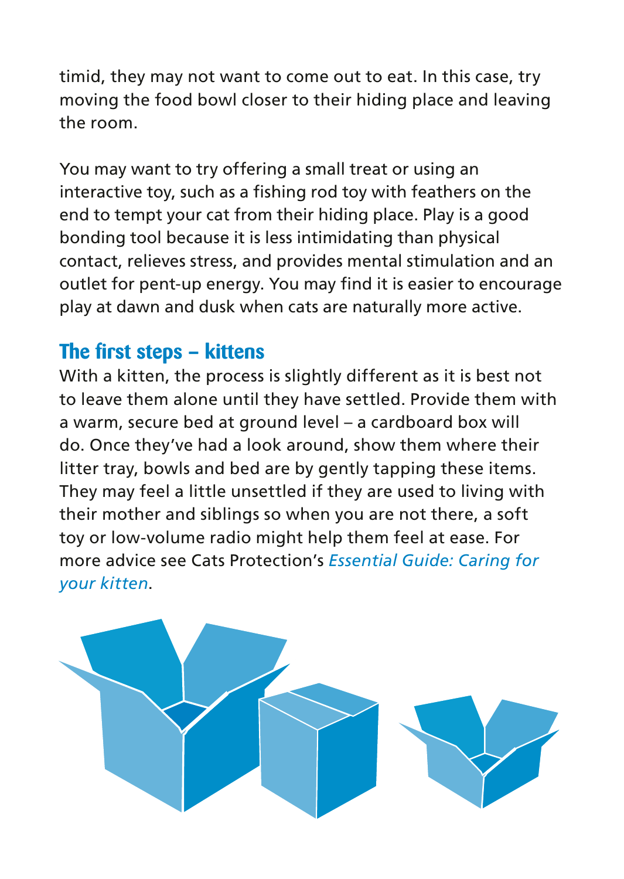timid, they may not want to come out to eat. In this case, try moving the food bowl closer to their hiding place and leaving the room.

You may want to try offering a small treat or using an interactive toy, such as a fishing rod toy with feathers on the end to tempt your cat from their hiding place. Play is a good bonding tool because it is less intimidating than physical contact, relieves stress, and provides mental stimulation and an outlet for pent-up energy. You may find it is easier to encourage play at dawn and dusk when cats are naturally more active.

## The first steps – kittens

With a kitten, the process is slightly different as it is best not to leave them alone until they have settled. Provide them with a warm, secure bed at ground level – a cardboard box will do. Once they've had a look around, show them where their litter tray, bowls and bed are by gently tapping these items. They may feel a little unsettled if they are used to living with their mother and siblings so when you are not there, a soft toy or low-volume radio might help them feel at ease. For more advice see Cats Protection's *Essential Guide: Caring for your kitten*.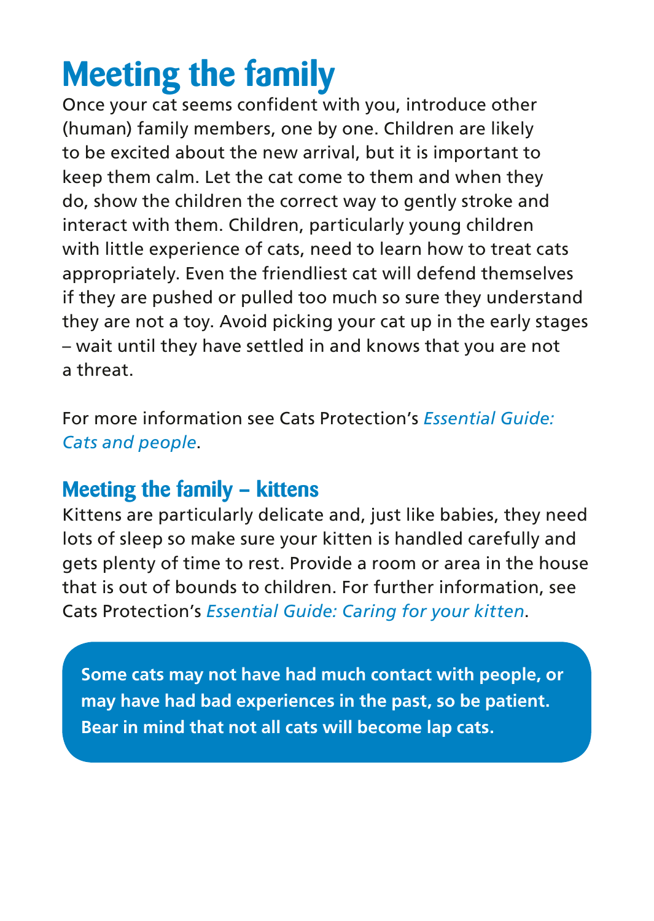# Meeting the family

Once your cat seems confident with you, introduce other (human) family members, one by one. Children are likely to be excited about the new arrival, but it is important to keep them calm. Let the cat come to them and when they do, show the children the correct way to gently stroke and interact with them. Children, particularly young children with little experience of cats, need to learn how to treat cats appropriately. Even the friendliest cat will defend themselves if they are pushed or pulled too much so sure they understand they are not a toy. Avoid picking your cat up in the early stages – wait until they have settled in and knows that you are not a threat.

For more information see Cats Protection's *Essential Guide: Cats and people*.

## Meeting the family – kittens

Kittens are particularly delicate and, just like babies, they need lots of sleep so make sure your kitten is handled carefully and gets plenty of time to rest. Provide a room or area in the house that is out of bounds to children. For further information, see Cats Protection's *Essential Guide: Caring for your kitten*.

**Some cats may not have had much contact with people, or may have had bad experiences in the past, so be patient. Bear in mind that not all cats will become lap cats.**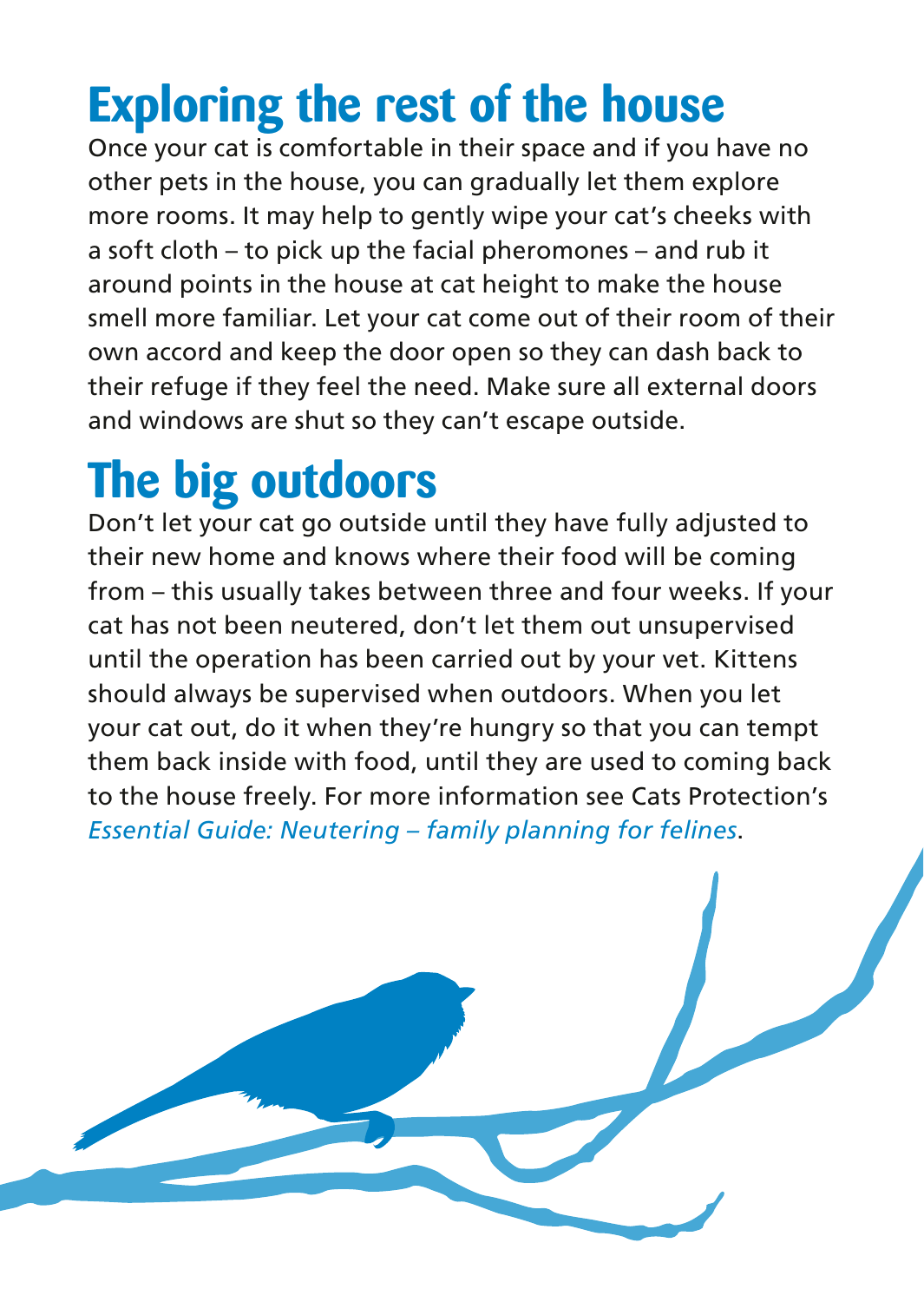# Exploring the rest of the house

Once your cat is comfortable in their space and if you have no other pets in the house, you can gradually let them explore more rooms. It may help to gently wipe your cat's cheeks with a soft cloth – to pick up the facial pheromones – and rub it around points in the house at cat height to make the house smell more familiar. Let your cat come out of their room of their own accord and keep the door open so they can dash back to their refuge if they feel the need. Make sure all external doors and windows are shut so they can't escape outside.

# The big outdoors

Don't let your cat go outside until they have fully adjusted to their new home and knows where their food will be coming from – this usually takes between three and four weeks. If your cat has not been neutered, don't let them out unsupervised until the operation has been carried out by your vet. Kittens should always be supervised when outdoors. When you let your cat out, do it when they're hungry so that you can tempt them back inside with food, until they are used to coming back to the house freely. For more information see Cats Protection's *Essential Guide: Neutering – family planning for felines*.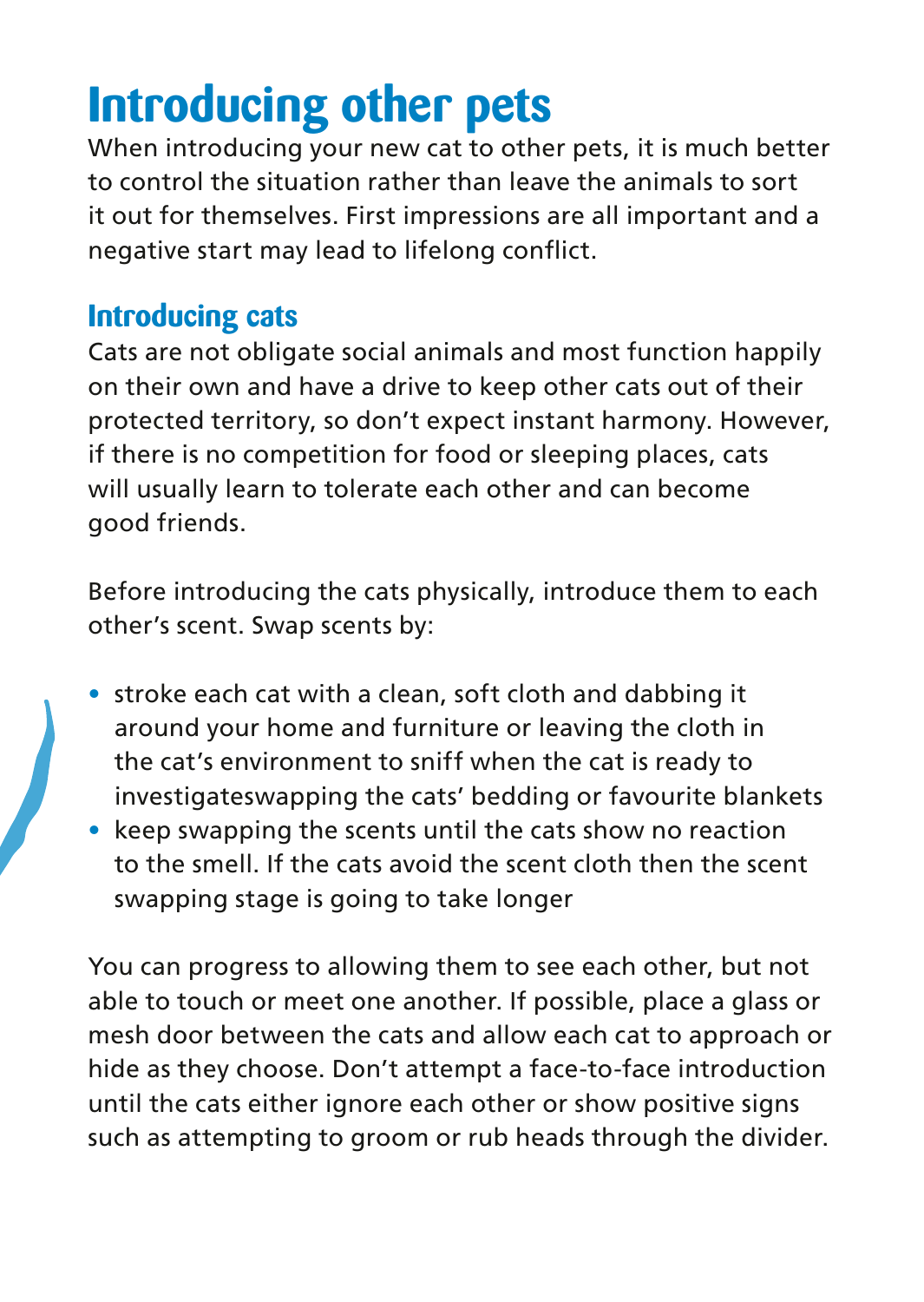# Introducing other pets

When introducing your new cat to other pets, it is much better to control the situation rather than leave the animals to sort it out for themselves. First impressions are all important and a negative start may lead to lifelong conflict.

## Introducing cats

Cats are not obligate social animals and most function happily on their own and have a drive to keep other cats out of their protected territory, so don't expect instant harmony. However, if there is no competition for food or sleeping places, cats will usually learn to tolerate each other and can become good friends.

Before introducing the cats physically, introduce them to each other's scent. Swap scents by:

- stroke each cat with a clean, soft cloth and dabbing it around your home and furniture or leaving the cloth in the cat's environment to sniff when the cat is ready to investigateswapping the cats' bedding or favourite blankets
- keep swapping the scents until the cats show no reaction to the smell. If the cats avoid the scent cloth then the scent swapping stage is going to take longer

You can progress to allowing them to see each other, but not able to touch or meet one another. If possible, place a glass or mesh door between the cats and allow each cat to approach or hide as they choose. Don't attempt a face-to-face introduction until the cats either ignore each other or show positive signs such as attempting to groom or rub heads through the divider.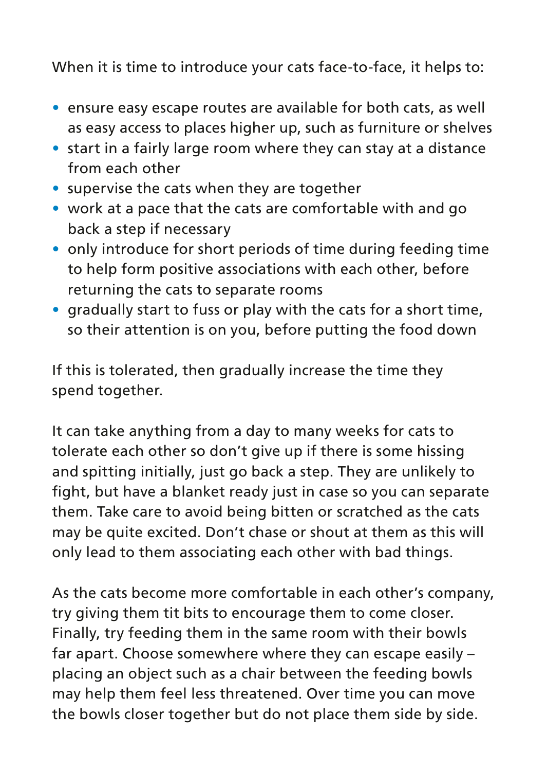When it is time to introduce your cats face-to-face, it helps to:

- ensure easy escape routes are available for both cats, as well as easy access to places higher up, such as furniture or shelves
- start in a fairly large room where they can stay at a distance from each other
- supervise the cats when they are together
- work at a pace that the cats are comfortable with and go back a step if necessary
- only introduce for short periods of time during feeding time to help form positive associations with each other, before returning the cats to separate rooms
- gradually start to fuss or play with the cats for a short time, so their attention is on you, before putting the food down

If this is tolerated, then gradually increase the time they spend together.

It can take anything from a day to many weeks for cats to tolerate each other so don't give up if there is some hissing and spitting initially, just go back a step. They are unlikely to fight, but have a blanket ready just in case so you can separate them. Take care to avoid being bitten or scratched as the cats may be quite excited. Don't chase or shout at them as this will only lead to them associating each other with bad things.

As the cats become more comfortable in each other's company, try giving them tit bits to encourage them to come closer. Finally, try feeding them in the same room with their bowls far apart. Choose somewhere where they can escape easily – placing an object such as a chair between the feeding bowls may help them feel less threatened. Over time you can move the bowls closer together but do not place them side by side.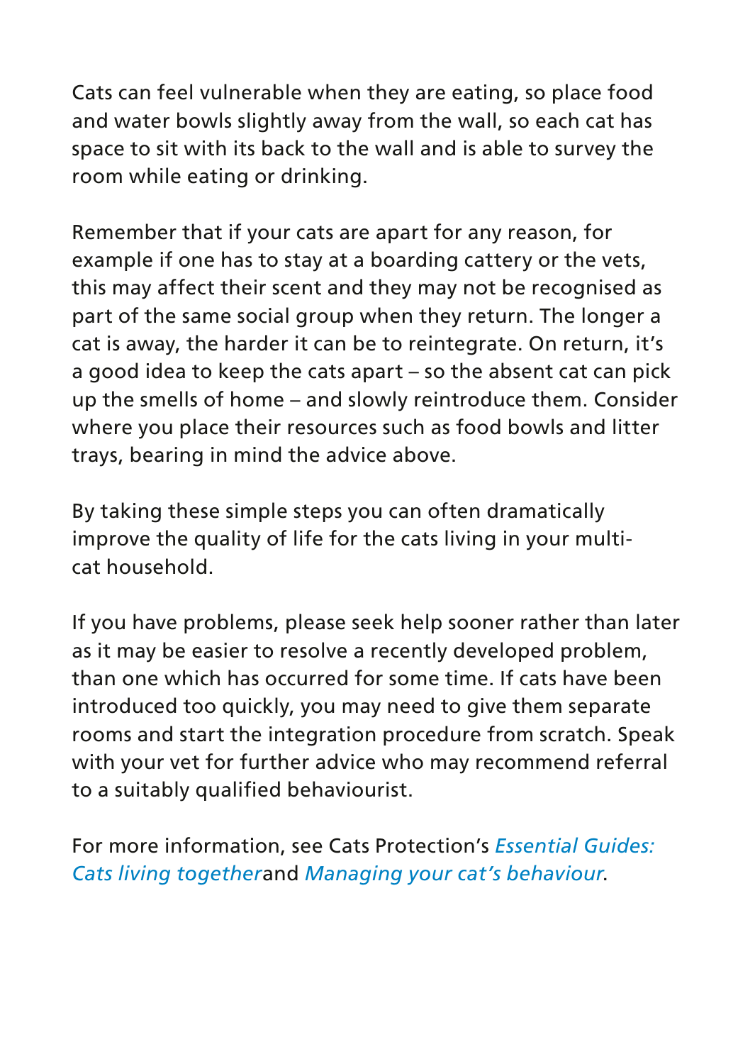Cats can feel vulnerable when they are eating, so place food and water bowls slightly away from the wall, so each cat has space to sit with its back to the wall and is able to survey the room while eating or drinking.

Remember that if your cats are apart for any reason, for example if one has to stay at a boarding cattery or the vets, this may affect their scent and they may not be recognised as part of the same social group when they return. The longer a cat is away, the harder it can be to reintegrate. On return, it's a good idea to keep the cats apart – so the absent cat can pick up the smells of home – and slowly reintroduce them. Consider where you place their resources such as food bowls and litter trays, bearing in mind the advice above.

By taking these simple steps you can often dramatically improve the quality of life for the cats living in your multi-cat household.

If you have problems, please seek help sooner rather than later as it may be easier to resolve a recently developed problem, than one which has occurred for some time. If cats have been introduced too quickly, you may need to give them separate rooms and start the integration procedure from scratch. Speak with your vet for further advice who may recommend referral to a suitably qualified behaviourist.

For more information, see Cats Protection's *Essential Guides: Cats living together*and *Managing your cat's behaviour*.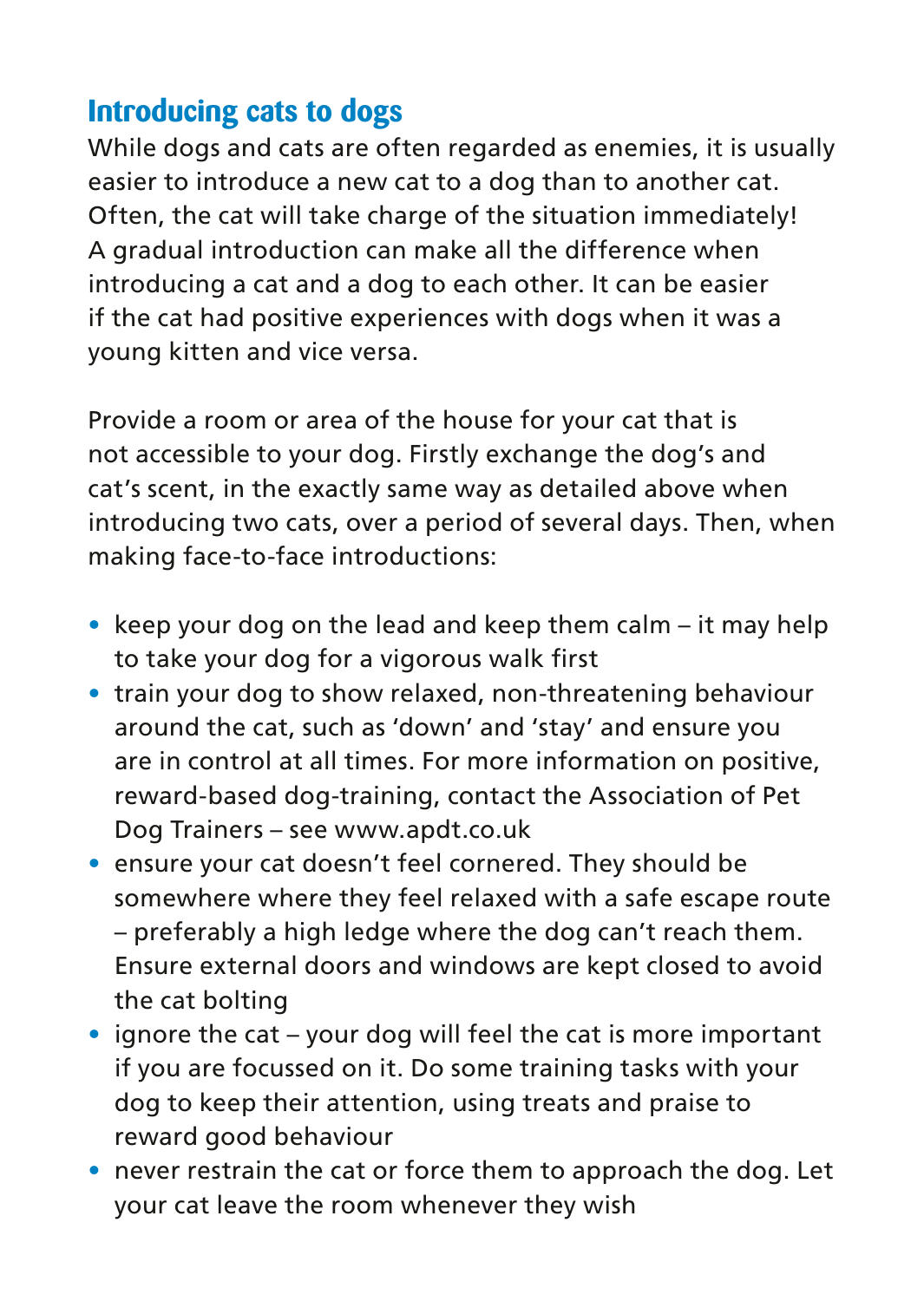## Introducing cats to dogs

While dogs and cats are often regarded as enemies, it is usually easier to introduce a new cat to a dog than to another cat. Often, the cat will take charge of the situation immediately! A gradual introduction can make all the difference when introducing a cat and a dog to each other. It can be easier if the cat had positive experiences with dogs when it was a young kitten and vice versa.

Provide a room or area of the house for your cat that is not accessible to your dog. Firstly exchange the dog's and cat's scent, in the exactly same way as detailed above when introducing two cats, over a period of several days. Then, when making face-to-face introductions:

- keep your dog on the lead and keep them calm – it may help to take your dog for a vigorous walk first
- train your dog to show relaxed, non-threatening behaviour around the cat, such as 'down' and 'stay' and ensure you are in control at all times. For more information on positive, reward-based dog-training, contact the Association of Pet Dog Trainers – see www.apdt.co.uk
- ensure your cat doesn't feel cornered. They should be somewhere where they feel relaxed with a safe escape route – preferably a high ledge where the dog can't reach them. Ensure external doors and windows are kept closed to avoid the cat bolting
- ignore the cat – your dog will feel the cat is more important if you are focussed on it. Do some training tasks with your dog to keep their attention, using treats and praise to reward good behaviour
- never restrain the cat or force them to approach the dog. Let your cat leave the room whenever they wish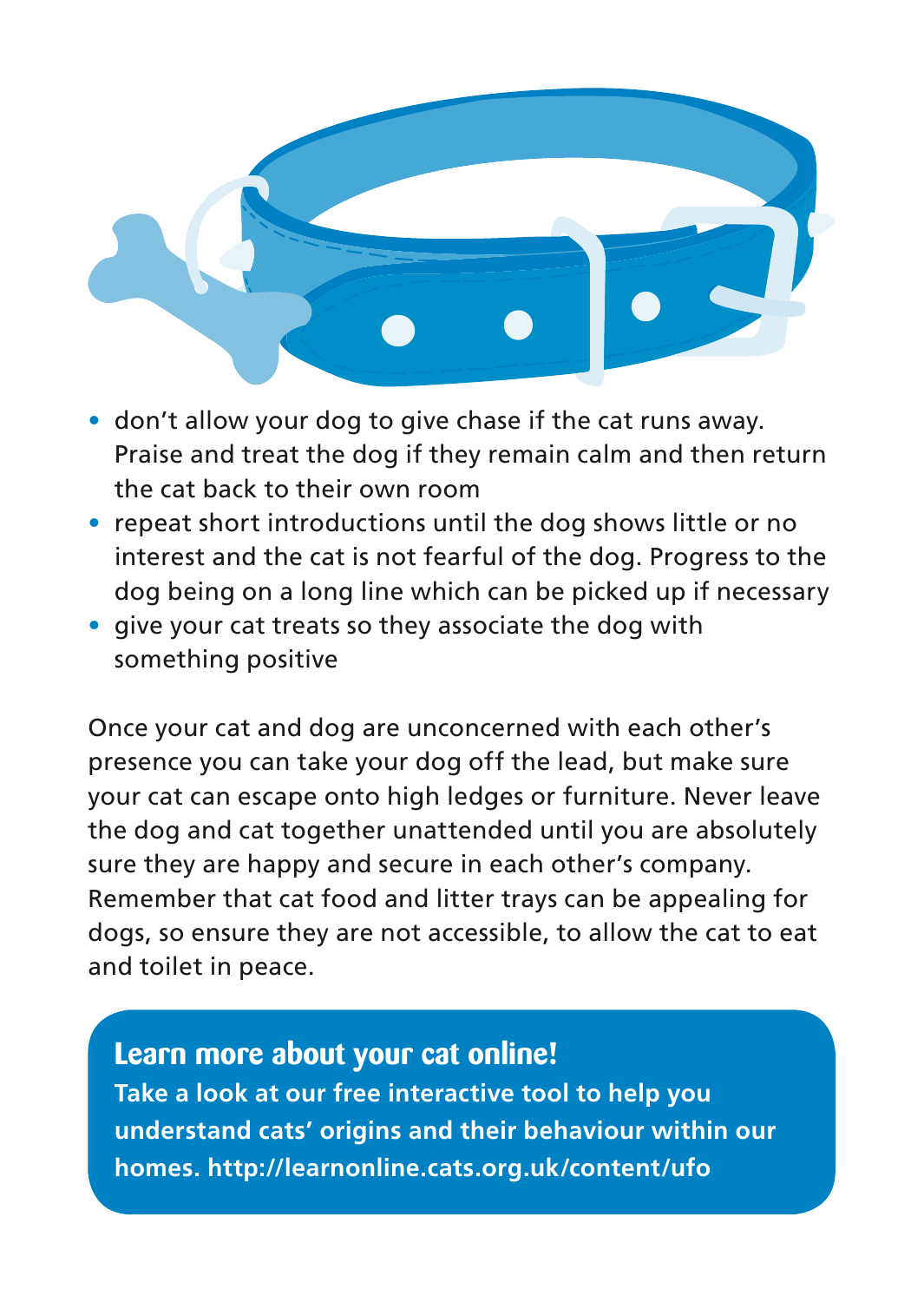- don't allow your dog to give chase if the cat runs away. Praise and treat the dog if they remain calm and then return the cat back to their own room
- repeat short introductions until the dog shows little or no interest and the cat is not fearful of the dog. Progress to the dog being on a long line which can be picked up if necessary
- give your cat treats so they associate the dog with something positive

Once your cat and dog are unconcerned with each other's presence you can take your dog off the lead, but make sure your cat can escape onto high ledges or furniture. Never leave the dog and cat together unattended until you are absolutely sure they are happy and secure in each other's company. Remember that cat food and litter trays can be appealing for dogs, so ensure they are not accessible, to allow the cat to eat and toilet in peace.

**Learn more about your cat online!**

**Take a look at our free interactive tool to help you understand cats' origins and their behaviour within our homes. http://learnonline.cats.org.uk/content/ufo**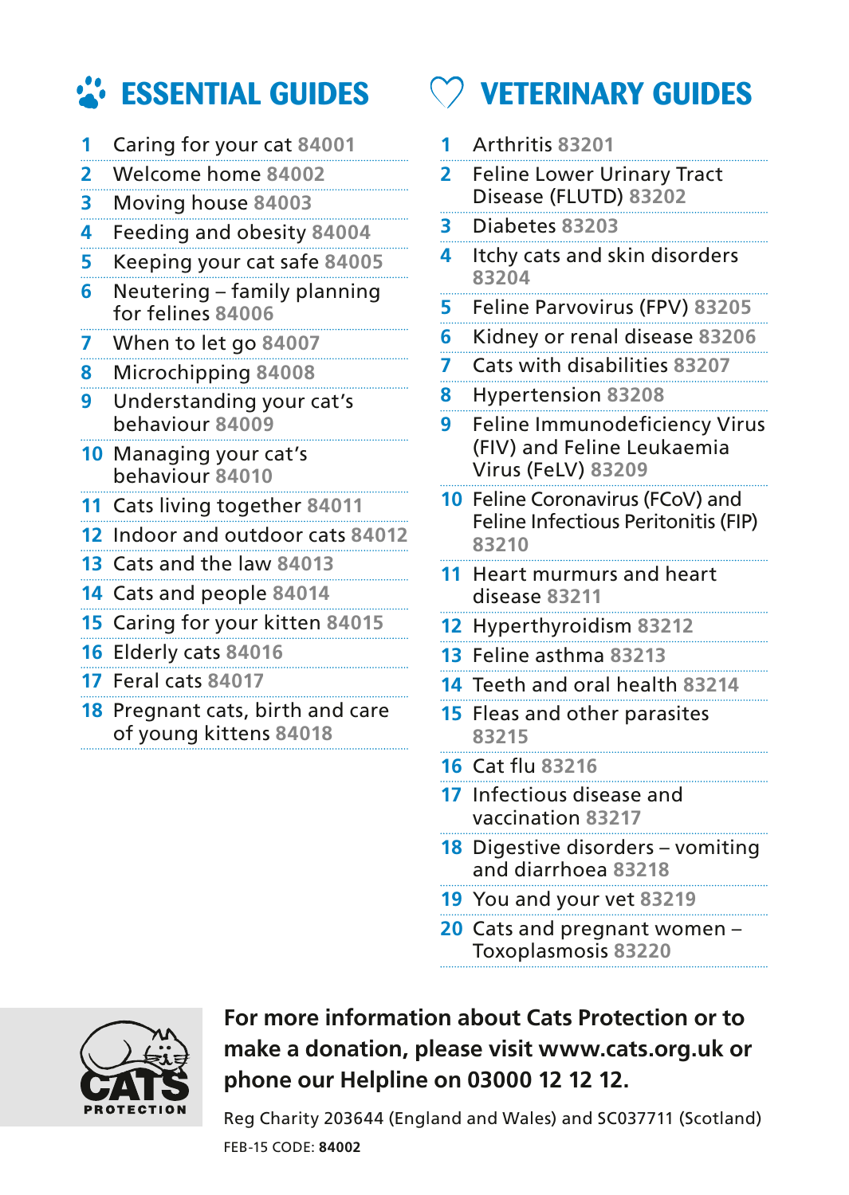## ESSENTIAL GUIDES

1. Caring for your cat 84001
2. Welcome home 84002
3. Moving house 84003
4. Feeding and obesity 84004
5. Keeping your cat safe 84005
6. Neutering – family planning for felines 84006
7. When to let go 84007
8. Microchipping 84008
9. Understanding your cat's behaviour 84009
10. Managing your cat's behaviour 84010
11. Cats living together 84011
12. Indoor and outdoor cats 84012
13. Cats and the law 84013
14. Cats and people 84014
15. Caring for your kitten 84015
16. Elderly cats 84016
17. Feral cats 84017
18. Pregnant cats, birth and care of young kittens 84018

## VETERINARY GUIDES

1. Arthritis 83201
2. Feline Lower Urinary Tract Disease (FLUTD) 83202
3. Diabetes 83203
4. Itchy cats and skin disorders 83204
5. Feline Parvovirus (FPV) 83205
6. Kidney or renal disease 83206
7. Cats with disabilities 83207
8. Hypertension 83208
9. Feline Immunodeficiency Virus (FIV) and Feline Leukaemia Virus (FeLV) 83209
10. Feline Coronavirus (FCoV) and Feline Infectious Peritonitis (FIP) 83210
11. Heart murmurs and heart disease 83211
12. Hyperthyroidism 83212
13. Feline asthma 83213
14. Teeth and oral health 83214
15. Fleas and other parasites 83215
16. Cat flu 83216
17. Infectious disease and vaccination 83217
18. Digestive disorders – vomiting and diarrhoea 83218
19. You and your vet 83219
20. Cats and pregnant women – Toxoplasmosis 83220

CATS PROTECTION

**For more information about Cats Protection or to make a donation, please visit www.cats.org.uk or phone our Helpline on 03000 12 12 12.**

Reg Charity 203644 (England and Wales) and SC037711 (Scotland)

FEB-15 CODE: **84002**